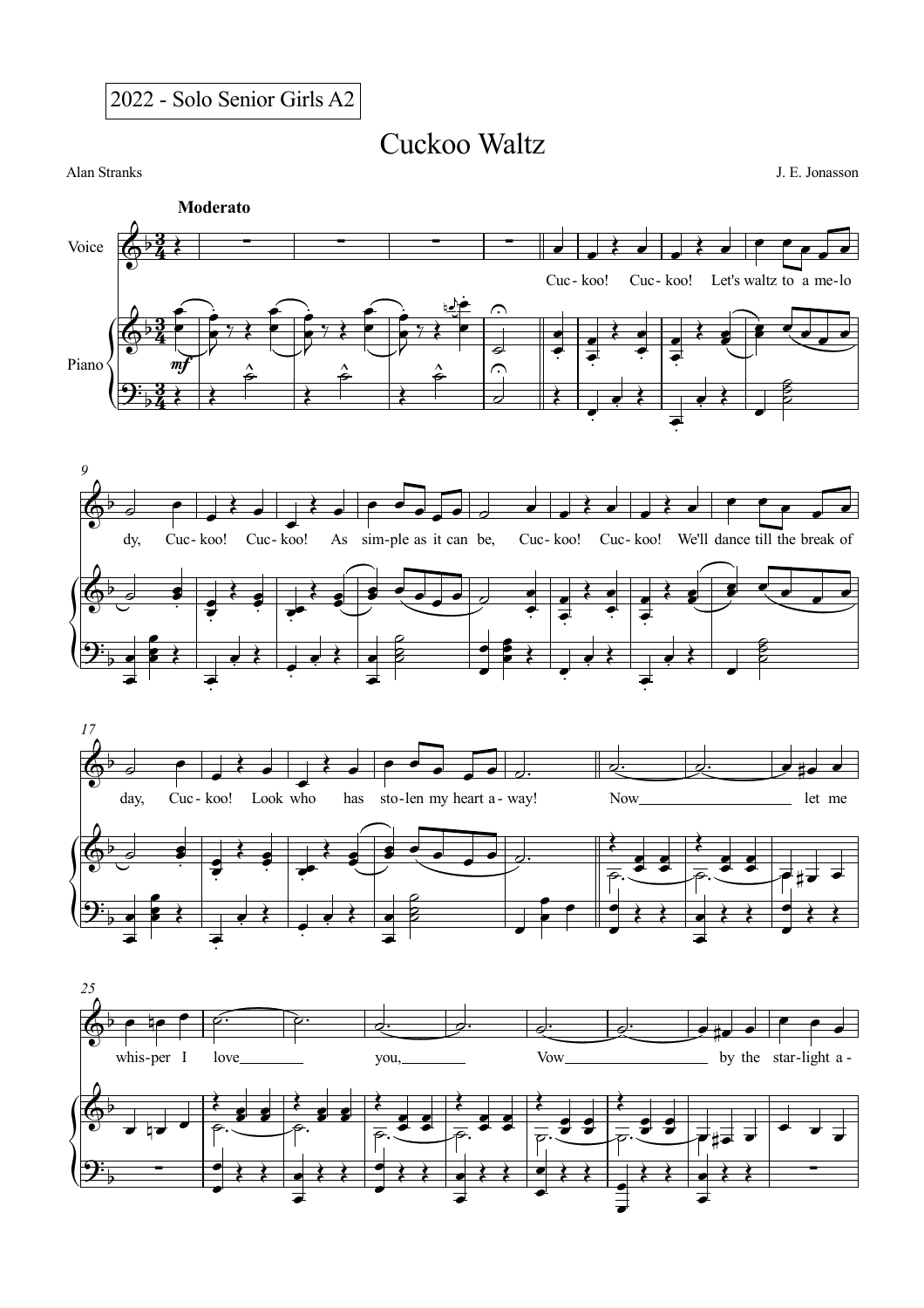2022 - Solo Senior Girls A2

# Cuckoo Waltz

Alan Stranks

J. E. Jonasson

**Moderato**

Voice

Piano

*mf*

Cuc - koo! Cuc - koo! Let's waltz to a me - lo - dy, Cuc - koo! Cuc - koo! As sim - ple as it can be, Cuc - koo! Cuc - koo! We'll dance till the break of day, Cuc - koo! Look who has sto - len my heart a - way! Now let me whis - per I love you, Vow by the star - light a -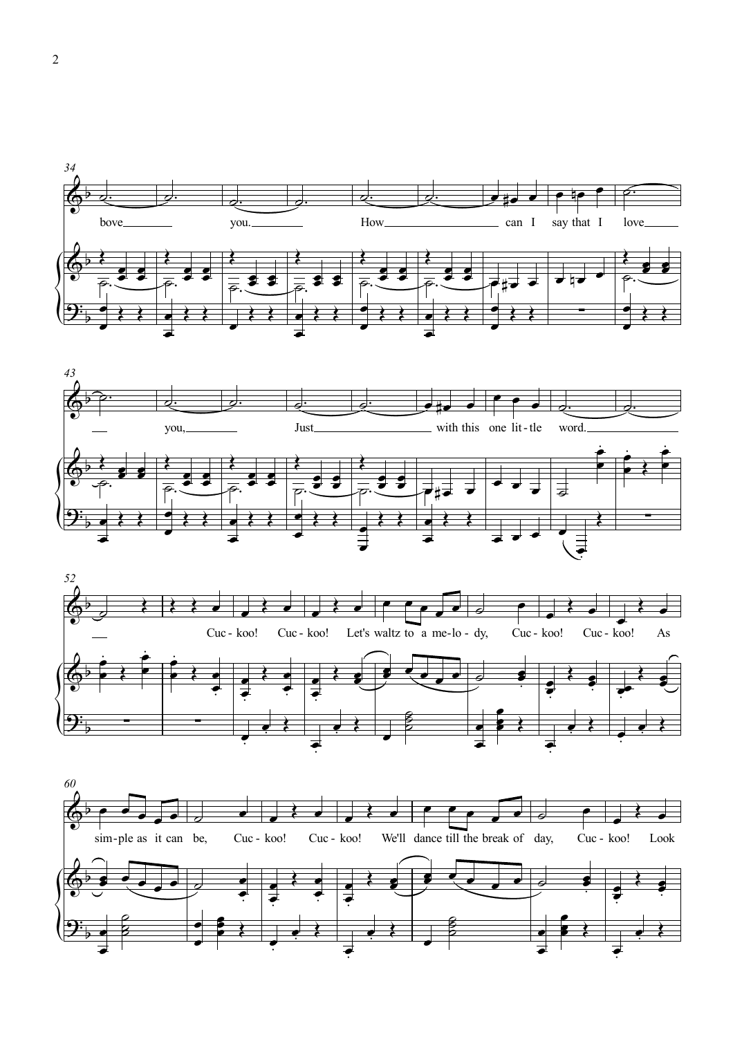bove you. How can I say that I love

you, Just with this one lit-tle word.

Cuc-koo! Cuc-koo! Let's waltz to a me-lo-dy, Cuc-koo! Cuc-koo! As

sim-ple as it can be, Cuc-koo! Cuc-koo! We'll dance till the break of day, Cuc-koo! Look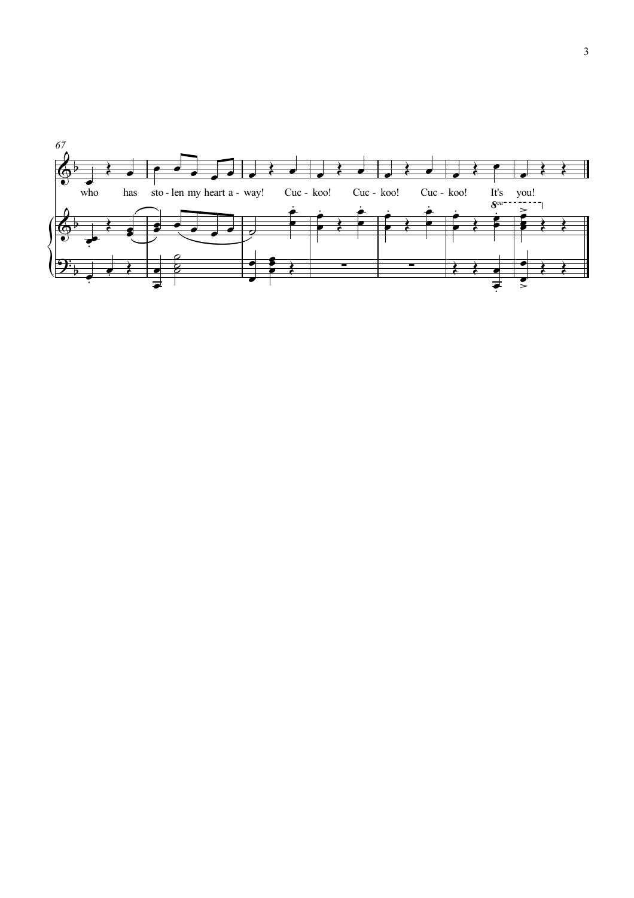67

who has sto - len my heart a - way! Cuc - koo! Cuc - koo! Cuc - koo! It's you!

8va